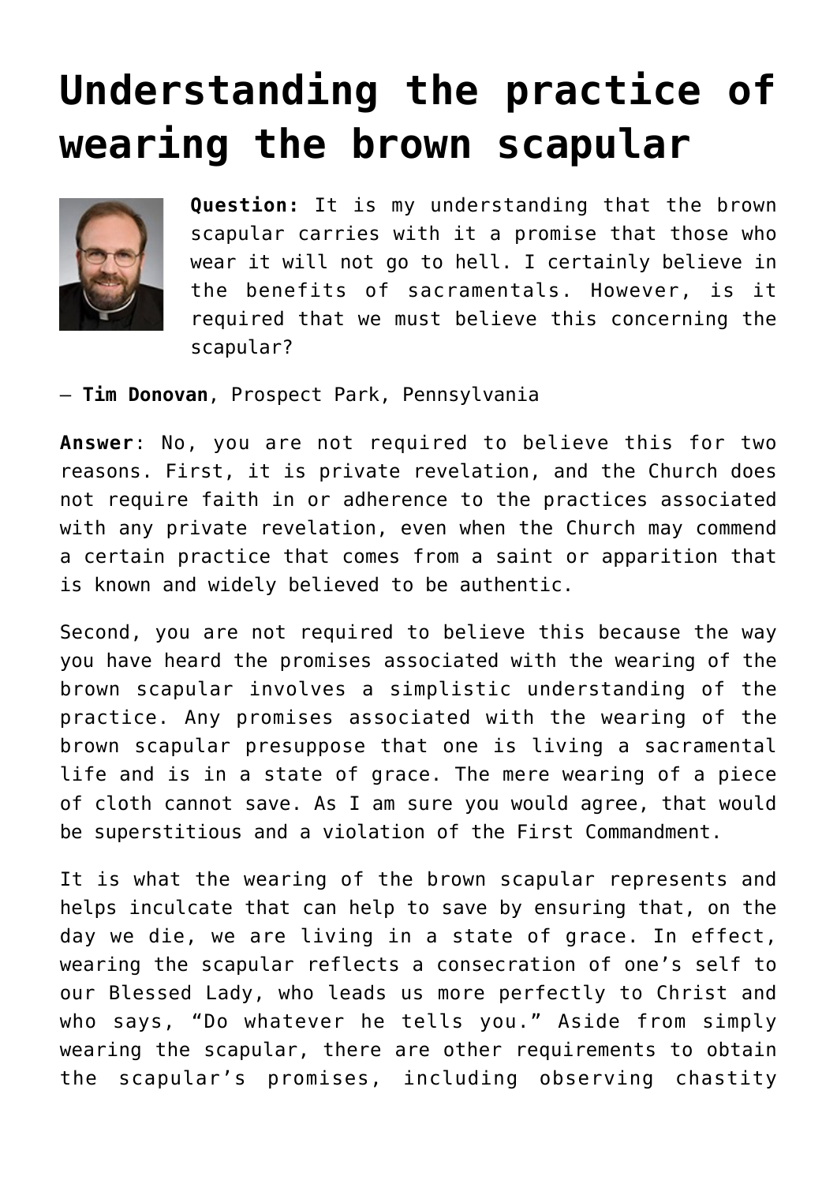# Understanding the practice of wearing the brown scapular

**Question:** It is my understanding that the brown scapular carries with it a promise that those who wear it will not go to hell. I certainly believe in the benefits of sacramentals. However, is it required that we must believe this concerning the scapular?

— **Tim Donovan**, Prospect Park, Pennsylvania

**Answer**: No, you are not required to believe this for two reasons. First, it is private revelation, and the Church does not require faith in or adherence to the practices associated with any private revelation, even when the Church may commend a certain practice that comes from a saint or apparition that is known and widely believed to be authentic.

Second, you are not required to believe this because the way you have heard the promises associated with the wearing of the brown scapular involves a simplistic understanding of the practice. Any promises associated with the wearing of the brown scapular presuppose that one is living a sacramental life and is in a state of grace. The mere wearing of a piece of cloth cannot save. As I am sure you would agree, that would be superstitious and a violation of the First Commandment.

It is what the wearing of the brown scapular represents and helps inculcate that can help to save by ensuring that, on the day we die, we are living in a state of grace. In effect, wearing the scapular reflects a consecration of one's self to our Blessed Lady, who leads us more perfectly to Christ and who says, "Do whatever he tells you." Aside from simply wearing the scapular, there are other requirements to obtain the scapular's promises, including observing chastity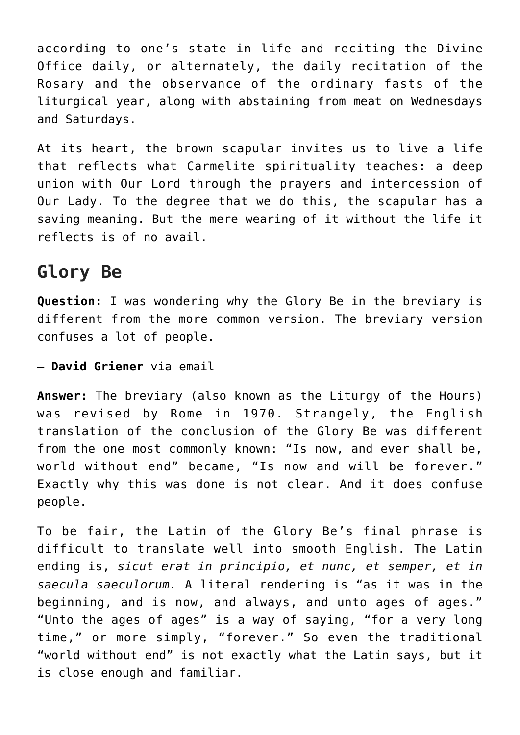according to one's state in life and reciting the Divine Office daily, or alternately, the daily recitation of the Rosary and the observance of the ordinary fasts of the liturgical year, along with abstaining from meat on Wednesdays and Saturdays.

At its heart, the brown scapular invites us to live a life that reflects what Carmelite spirituality teaches: a deep union with Our Lord through the prayers and intercession of Our Lady. To the degree that we do this, the scapular has a saving meaning. But the mere wearing of it without the life it reflects is of no avail.

## Glory Be

**Question:** I was wondering why the Glory Be in the breviary is different from the more common version. The breviary version confuses a lot of people.

— **David Griener** via email

**Answer:** The breviary (also known as the Liturgy of the Hours) was revised by Rome in 1970. Strangely, the English translation of the conclusion of the Glory Be was different from the one most commonly known: "Is now, and ever shall be, world without end" became, "Is now and will be forever." Exactly why this was done is not clear. And it does confuse people.

To be fair, the Latin of the Glory Be's final phrase is difficult to translate well into smooth English. The Latin ending is, *sicut erat in principio, et nunc, et semper, et in saecula saeculorum.* A literal rendering is "as it was in the beginning, and is now, and always, and unto ages of ages." "Unto the ages of ages" is a way of saying, "for a very long time," or more simply, "forever." So even the traditional "world without end" is not exactly what the Latin says, but it is close enough and familiar.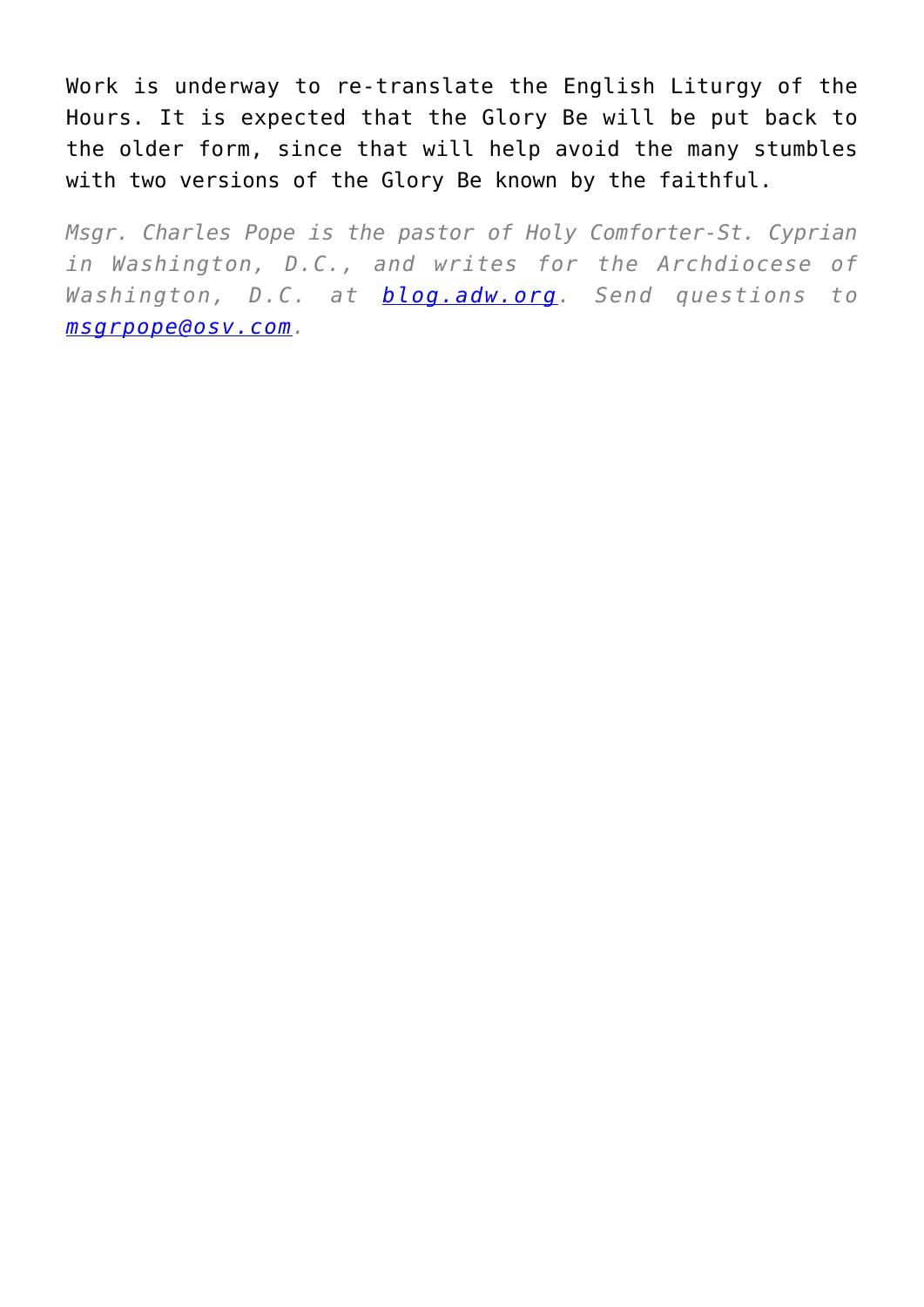Work is underway to re-translate the English Liturgy of the Hours. It is expected that the Glory Be will be put back to the older form, since that will help avoid the many stumbles with two versions of the Glory Be known by the faithful.

*Msgr. Charles Pope is the pastor of Holy Comforter-St. Cyprian in Washington, D.C., and writes for the Archdiocese of Washington, D.C. at [blog.adw.org](blog.adw.org). Send questions to [msgrpope@osv.com](mailto:msgrpope@osv.com).*